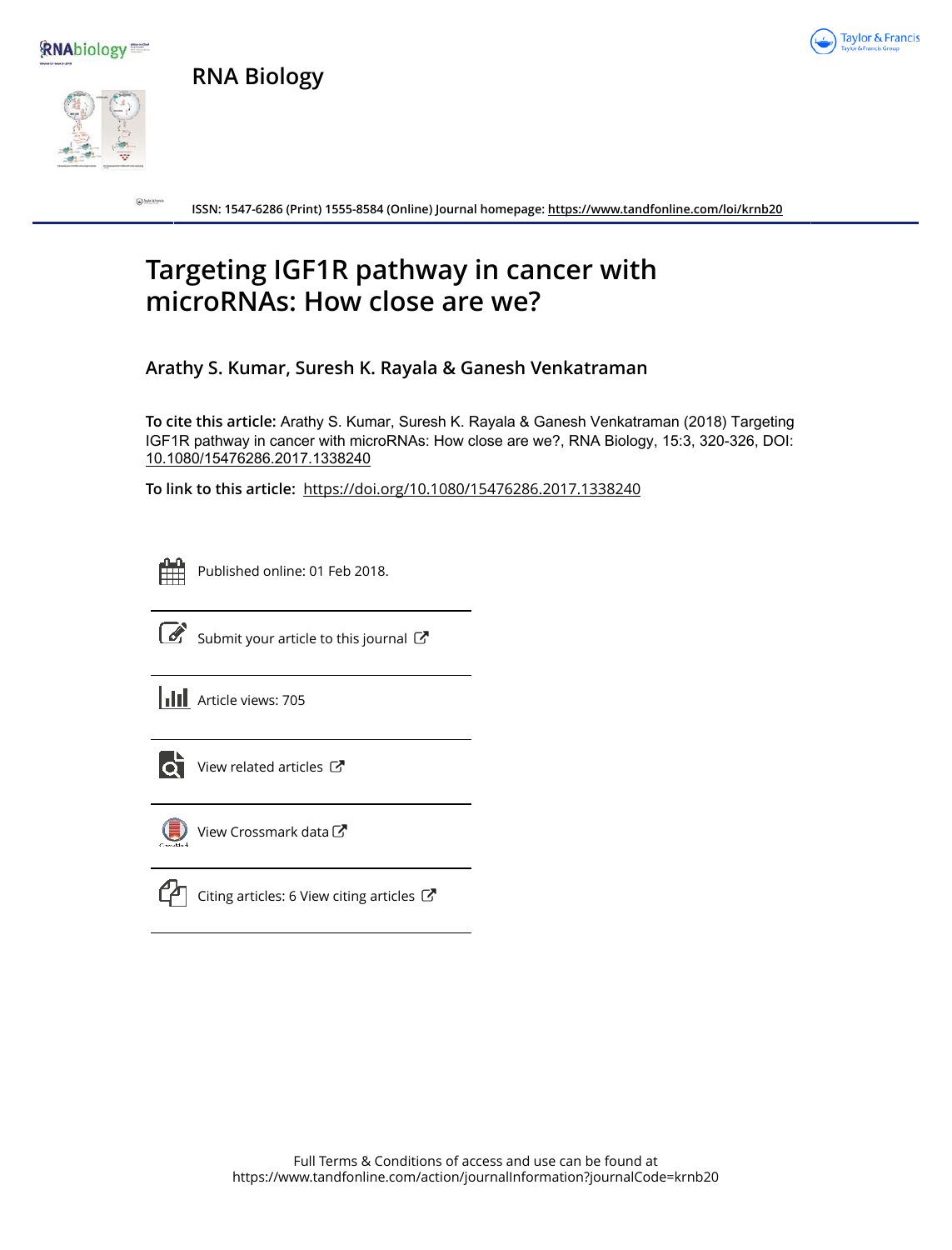# RNA Biology

ISSN: 1547-6286 (Print) 1555-8584 (Online) Journal homepage: https://www.tandfonline.com/loi/krnb20

# Targeting IGF1R pathway in cancer with microRNAs: How close are we?

**Arathy S. Kumar, Suresh K. Rayala & Ganesh Venkatraman**

**To cite this article:** Arathy S. Kumar, Suresh K. Rayala & Ganesh Venkatraman (2018) Targeting IGF1R pathway in cancer with microRNAs: How close are we?, RNA Biology, 15:3, 320-326, DOI: 10.1080/15476286.2017.1338240

**To link to this article:** https://doi.org/10.1080/15476286.2017.1338240

Published online: 01 Feb 2018.

Submit your article to this journal

Article views: 705

View related articles

View Crossmark data

Citing articles: 6 View citing articles

Full Terms & Conditions of access and use can be found at https://www.tandfonline.com/action/journalInformation?journalCode=krnb20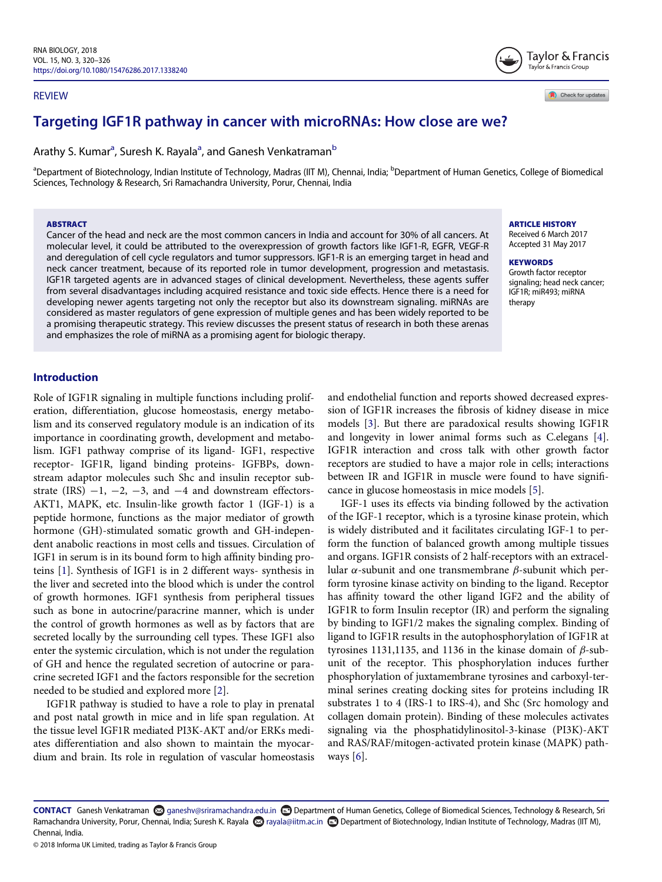REVIEW

# Targeting IGF1R pathway in cancer with microRNAs: How close are we?

Arathy S. Kumar[a], Suresh K. Rayala[a], and Ganesh Venkatraman[b]

[a]Department of Biotechnology, Indian Institute of Technology, Madras (IIT M), Chennai, India; [b]Department of Human Genetics, College of Biomedical Sciences, Technology & Research, Sri Ramachandra University, Porur, Chennai, India

**ABSTRACT**

Cancer of the head and neck are the most common cancers in India and account for 30% of all cancers. At molecular level, it could be attributed to the overexpression of growth factors like IGF1-R, EGFR, VEGF-R and deregulation of cell cycle regulators and tumor suppressors. IGF1-R is an emerging target in head and neck cancer treatment, because of its reported role in tumor development, progression and metastasis. IGF1R targeted agents are in advanced stages of clinical development. Nevertheless, these agents suffer from several disadvantages including acquired resistance and toxic side effects. Hence there is a need for developing newer agents targeting not only the receptor but also its downstream signaling. miRNAs are considered as master regulators of gene expression of multiple genes and has been widely reported to be a promising therapeutic strategy. This review discusses the present status of research in both these arenas and emphasizes the role of miRNA as a promising agent for biologic therapy.

**ARTICLE HISTORY**
Received 6 March 2017
Accepted 31 May 2017

**KEYWORDS**
Growth factor receptor signaling; head neck cancer; IGF1R; miR493; miRNA therapy

## Introduction

Role of IGF1R signaling in multiple functions including proliferation, differentiation, glucose homeostasis, energy metabolism and its conserved regulatory module is an indication of its importance in coordinating growth, development and metabolism. IGF1 pathway comprise of its ligand- IGF1, respective receptor- IGF1R, ligand binding proteins- IGFBPs, downstream adaptor molecules such Shc and insulin receptor substrate (IRS) −1, −2, −3, and −4 and downstream effectors- AKT1, MAPK, etc. Insulin-like growth factor 1 (IGF-1) is a peptide hormone, functions as the major mediator of growth hormone (GH)-stimulated somatic growth and GH-independent anabolic reactions in most cells and tissues. Circulation of IGF1 in serum is in its bound form to high affinity binding proteins [1]. Synthesis of IGF1 is in 2 different ways- synthesis in the liver and secreted into the blood which is under the control of growth hormones. IGF1 synthesis from peripheral tissues such as bone in autocrine/paracrine manner, which is under the control of growth hormones as well as by factors that are secreted locally by the surrounding cell types. These IGF1 also enter the systemic circulation, which is not under the regulation of GH and hence the regulated secretion of autocrine or paracrine secreted IGF1 and the factors responsible for the secretion needed to be studied and explored more [2].

IGF1R pathway is studied to have a role to play in prenatal and post natal growth in mice and in life span regulation. At the tissue level IGF1R mediated PI3K-AKT and/or ERKs mediates differentiation and also shown to maintain the myocardium and brain. Its role in regulation of vascular homeostasis and endothelial function and reports showed decreased expression of IGF1R increases the fibrosis of kidney disease in mice models [3]. But there are paradoxical results showing IGF1R and longevity in lower animal forms such as C.elegans [4]. IGF1R interaction and cross talk with other growth factor receptors are studied to have a major role in cells; interactions between IR and IGF1R in muscle were found to have significance in glucose homeostasis in mice models [5].

IGF-1 uses its effects via binding followed by the activation of the IGF-1 receptor, which is a tyrosine kinase protein, which is widely distributed and it facilitates circulating IGF-1 to perform the function of balanced growth among multiple tissues and organs. IGF1R consists of 2 half-receptors with an extracellular $\alpha$-subunit and one transmembrane $\beta$-subunit which perform tyrosine kinase activity on binding to the ligand. Receptor has affinity toward the other ligand IGF2 and the ability of IGF1R to form Insulin receptor (IR) and perform the signaling by binding to IGF1/2 makes the signaling complex. Binding of ligand to IGF1R results in the autophosphorylation of IGF1R at tyrosines 1131,1135, and 1136 in the kinase domain of $\beta$-subunit of the receptor. This phosphorylation induces further phosphorylation of juxtamembrane tyrosines and carboxyl-terminal serines creating docking sites for proteins including IR substrates 1 to 4 (IRS-1 to IRS-4), and Shc (Src homology and collagen domain protein). Binding of these molecules activates signaling via the phosphatidylinositol-3-kinase (PI3K)-AKT and RAS/RAF/mitogen-activated protein kinase (MAPK) pathways [6].

**CONTACT** Ganesh Venkatraman ganeshv@sriramachandra.edu.in Department of Human Genetics, College of Biomedical Sciences, Technology & Research, Sri Ramachandra University, Porur, Chennai, India; Suresh K. Rayala rayala@iitm.ac.in Department of Biotechnology, Indian Institute of Technology, Madras (IIT M), Chennai, India.

© 2018 Informa UK Limited, trading as Taylor & Francis Group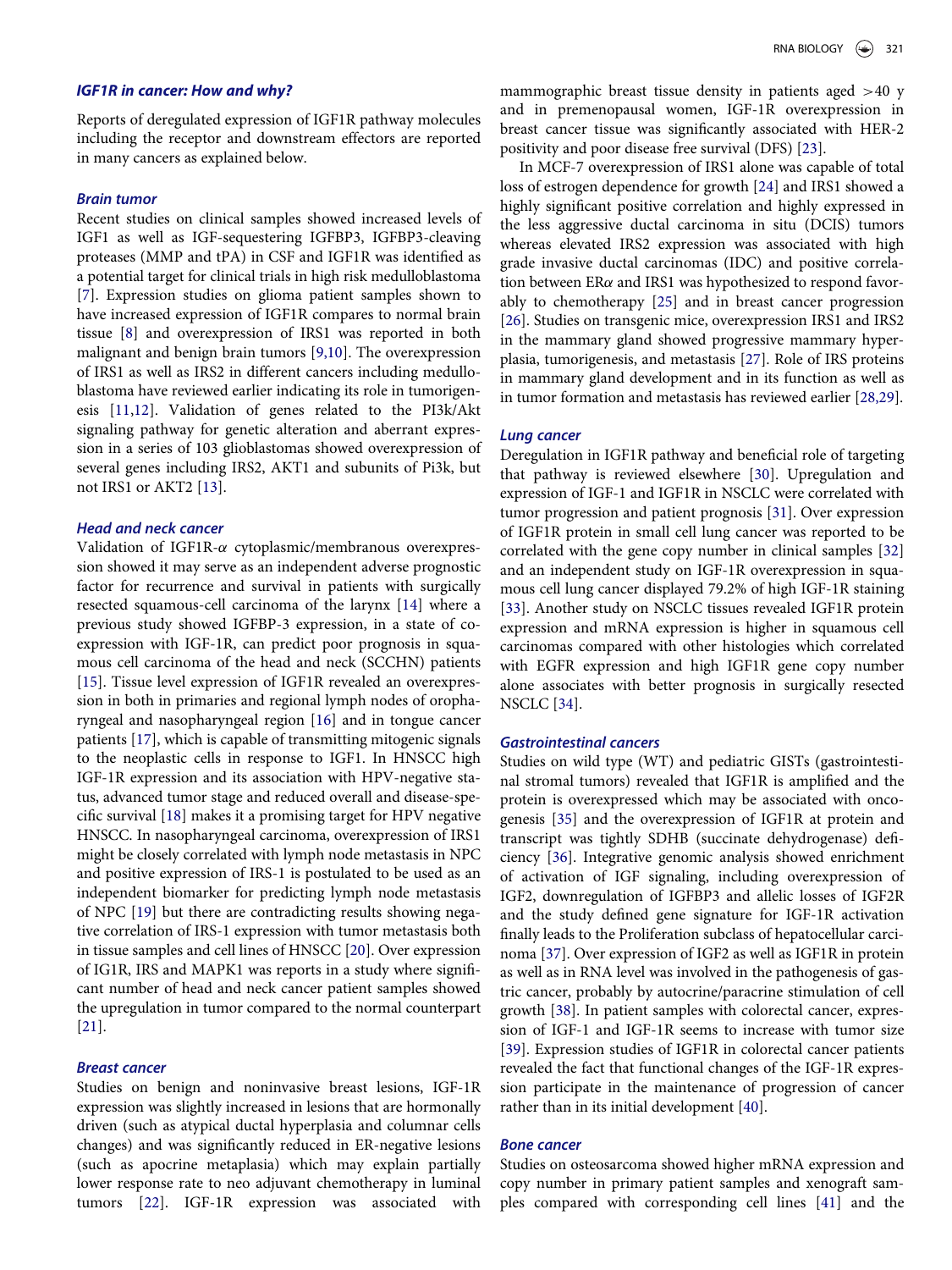### IGF1R in cancer: How and why?

Reports of deregulated expression of IGF1R pathway molecules including the receptor and downstream effectors are reported in many cancers as explained below.

#### Brain tumor

Recent studies on clinical samples showed increased levels of IGF1 as well as IGF-sequestering IGFBP3, IGFBP3-cleaving proteases (MMP and tPA) in CSF and IGF1R was identified as a potential target for clinical trials in high risk medulloblastoma [7]. Expression studies on glioma patient samples shown to have increased expression of IGF1R compares to normal brain tissue [8] and overexpression of IRS1 was reported in both malignant and benign brain tumors [9,10]. The overexpression of IRS1 as well as IRS2 in different cancers including medulloblastoma have reviewed earlier indicating its role in tumorigenesis [11,12]. Validation of genes related to the PI3k/Akt signaling pathway for genetic alteration and aberrant expression in a series of 103 glioblastomas showed overexpression of several genes including IRS2, AKT1 and subunits of Pi3k, but not IRS1 or AKT2 [13].

#### Head and neck cancer

Validation of IGF1R-$\alpha$ cytoplasmic/membranous overexpression showed it may serve as an independent adverse prognostic factor for recurrence and survival in patients with surgically resected squamous-cell carcinoma of the larynx [14] where a previous study showed IGFBP-3 expression, in a state of co-expression with IGF-1R, can predict poor prognosis in squamous cell carcinoma of the head and neck (SCCHN) patients [15]. Tissue level expression of IGF1R revealed an overexpression in both in primaries and regional lymph nodes of oropharyngeal and nasopharyngeal region [16] and in tongue cancer patients [17], which is capable of transmitting mitogenic signals to the neoplastic cells in response to IGF1. In HNSCC high IGF-1R expression and its association with HPV-negative status, advanced tumor stage and reduced overall and disease-specific survival [18] makes it a promising target for HPV negative HNSCC. In nasopharyngeal carcinoma, overexpression of IRS1 might be closely correlated with lymph node metastasis in NPC and positive expression of IRS-1 is postulated to be used as an independent biomarker for predicting lymph node metastasis of NPC [19] but there are contradicting results showing negative correlation of IRS-1 expression with tumor metastasis both in tissue samples and cell lines of HNSCC [20]. Over expression of IG1R, IRS and MAPK1 was reports in a study where significant number of head and neck cancer patient samples showed the upregulation in tumor compared to the normal counterpart [21].

#### Breast cancer

Studies on benign and noninvasive breast lesions, IGF-1R expression was slightly increased in lesions that are hormonally driven (such as atypical ductal hyperplasia and columnar cells changes) and was significantly reduced in ER-negative lesions (such as apocrine metaplasia) which may explain partially lower response rate to neo adjuvant chemotherapy in luminal tumors [22]. IGF-1R expression was associated with mammographic breast tissue density in patients aged >40 y and in premenopausal women, IGF-1R overexpression in breast cancer tissue was significantly associated with HER-2 positivity and poor disease free survival (DFS) [23].

In MCF-7 overexpression of IRS1 alone was capable of total loss of estrogen dependence for growth [24] and IRS1 showed a highly significant positive correlation and highly expressed in the less aggressive ductal carcinoma in situ (DCIS) tumors whereas elevated IRS2 expression was associated with high grade invasive ductal carcinomas (IDC) and positive correlation between ER$\alpha$ and IRS1 was hypothesized to respond favorably to chemotherapy [25] and in breast cancer progression [26]. Studies on transgenic mice, overexpression IRS1 and IRS2 in the mammary gland showed progressive mammary hyperplasia, tumorigenesis, and metastasis [27]. Role of IRS proteins in mammary gland development and in its function as well as in tumor formation and metastasis has reviewed earlier [28,29].

#### Lung cancer

Deregulation in IGF1R pathway and beneficial role of targeting that pathway is reviewed elsewhere [30]. Upregulation and expression of IGF-1 and IGF1R in NSCLC were correlated with tumor progression and patient prognosis [31]. Over expression of IGF1R protein in small cell lung cancer was reported to be correlated with the gene copy number in clinical samples [32] and an independent study on IGF-1R overexpression in squamous cell lung cancer displayed 79.2% of high IGF-1R staining [33]. Another study on NSCLC tissues revealed IGF1R protein expression and mRNA expression is higher in squamous cell carcinomas compared with other histologies which correlated with EGFR expression and high IGF1R gene copy number alone associates with better prognosis in surgically resected NSCLC [34].

#### Gastrointestinal cancers

Studies on wild type (WT) and pediatric GISTs (gastrointestinal stromal tumors) revealed that IGF1R is amplified and the protein is overexpressed which may be associated with oncogenesis [35] and the overexpression of IGF1R at protein and transcript was tightly SDHB (succinate dehydrogenase) deficiency [36]. Integrative genomic analysis showed enrichment of activation of IGF signaling, including overexpression of IGF2, downregulation of IGFBP3 and allelic losses of IGF2R and the study defined gene signature for IGF-1R activation finally leads to the Proliferation subclass of hepatocellular carcinoma [37]. Over expression of IGF2 as well as IGF1R in protein as well as in RNA level was involved in the pathogenesis of gastric cancer, probably by autocrine/paracrine stimulation of cell growth [38]. In patient samples with colorectal cancer, expression of IGF-1 and IGF-1R seems to increase with tumor size [39]. Expression studies of IGF1R in colorectal cancer patients revealed the fact that functional changes of the IGF-1R expression participate in the maintenance of progression of cancer rather than in its initial development [40].

#### Bone cancer

Studies on osteosarcoma showed higher mRNA expression and copy number in primary patient samples and xenograft samples compared with corresponding cell lines [41] and the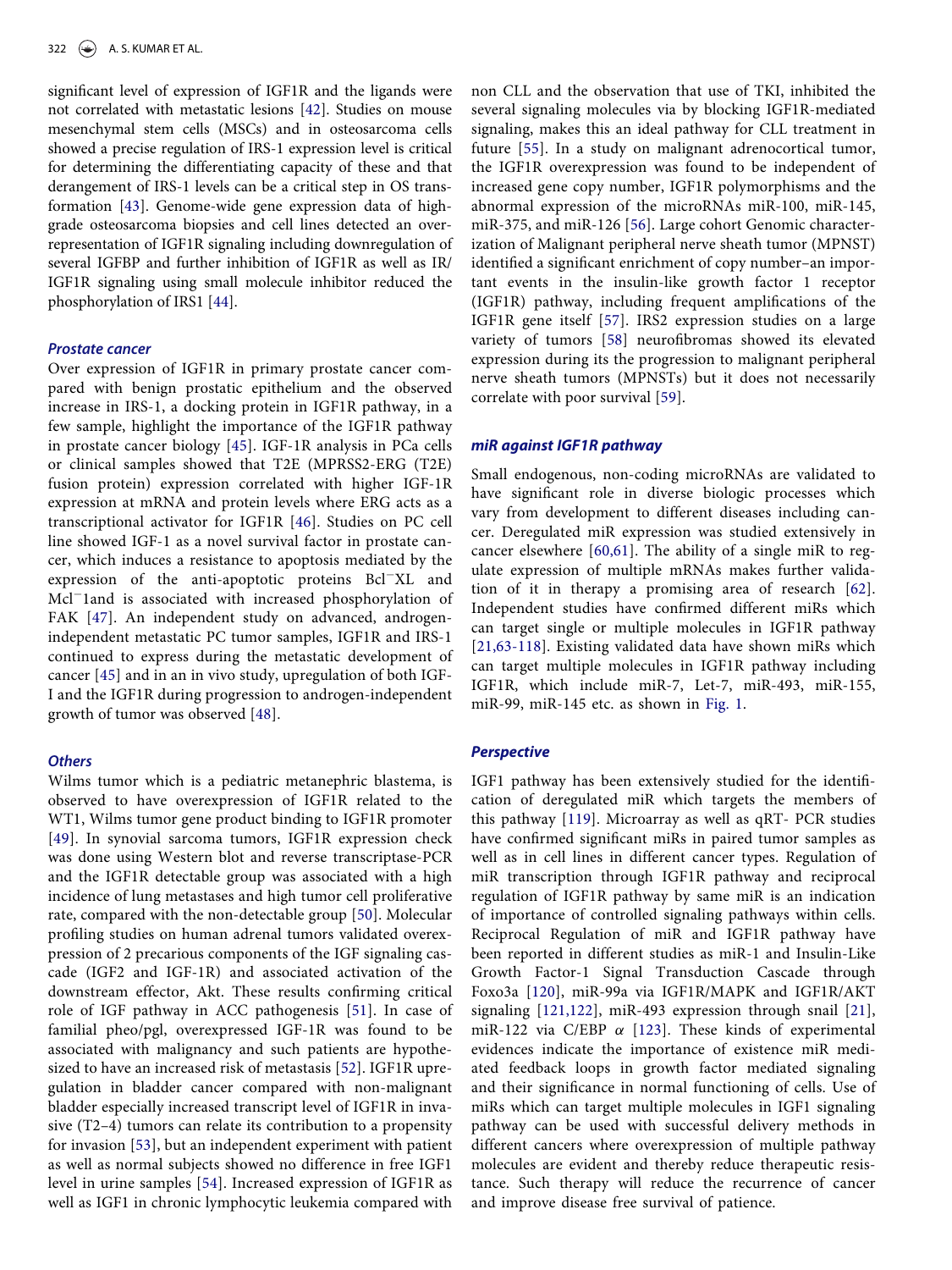significant level of expression of IGF1R and the ligands were not correlated with metastatic lesions [42]. Studies on mouse mesenchymal stem cells (MSCs) and in osteosarcoma cells showed a precise regulation of IRS-1 expression level is critical for determining the differentiating capacity of these and that derangement of IRS-1 levels can be a critical step in OS transformation [43]. Genome-wide gene expression data of high-grade osteosarcoma biopsies and cell lines detected an over-representation of IGF1R signaling including downregulation of several IGFBP and further inhibition of IGF1R as well as IR/IGF1R signaling using small molecule inhibitor reduced the phosphorylation of IRS1 [44].

### *Prostate cancer*

Over expression of IGF1R in primary prostate cancer compared with benign prostatic epithelium and the observed increase in IRS-1, a docking protein in IGF1R pathway, in a few sample, highlight the importance of the IGF1R pathway in prostate cancer biology [45]. IGF-1R analysis in PCa cells or clinical samples showed that T2E (MPRSS2-ERG (T2E) fusion protein) expression correlated with higher IGF-1R expression at mRNA and protein levels where ERG acts as a transcriptional activator for IGF1R [46]. Studies on PC cell line showed IGF-1 as a novel survival factor in prostate cancer, which induces a resistance to apoptosis mediated by the expression of the anti-apoptotic proteins Bcl$^{-}$XL and Mcl$^{-}$1and is associated with increased phosphorylation of FAK [47]. An independent study on advanced, androgen-independent metastatic PC tumor samples, IGF1R and IRS-1 continued to express during the metastatic development of cancer [45] and in an in vivo study, upregulation of both IGF-I and the IGF1R during progression to androgen-independent growth of tumor was observed [48].

### *Others*

Wilms tumor which is a pediatric metanephric blastema, is observed to have overexpression of IGF1R related to the WT1, Wilms tumor gene product binding to IGF1R promoter [49]. In synovial sarcoma tumors, IGF1R expression check was done using Western blot and reverse transcriptase-PCR and the IGF1R detectable group was associated with a high incidence of lung metastases and high tumor cell proliferative rate, compared with the non-detectable group [50]. Molecular profiling studies on human adrenal tumors validated overexpression of 2 precarious components of the IGF signaling cascade (IGF2 and IGF-1R) and associated activation of the downstream effector, Akt. These results confirming critical role of IGF pathway in ACC pathogenesis [51]. In case of familial pheo/pgl, overexpressed IGF-1R was found to be associated with malignancy and such patients are hypothesized to have an increased risk of metastasis [52]. IGF1R upregulation in bladder cancer compared with non-malignant bladder especially increased transcript level of IGF1R in invasive (T2–4) tumors can relate its contribution to a propensity for invasion [53], but an independent experiment with patient as well as normal subjects showed no difference in free IGF1 level in urine samples [54]. Increased expression of IGF1R as well as IGF1 in chronic lymphocytic leukemia compared with non CLL and the observation that use of TKI, inhibited the several signaling molecules via by blocking IGF1R-mediated signaling, makes this an ideal pathway for CLL treatment in future [55]. In a study on malignant adrenocortical tumor, the IGF1R overexpression was found to be independent of increased gene copy number, IGF1R polymorphisms and the abnormal expression of the microRNAs miR-100, miR-145, miR-375, and miR-126 [56]. Large cohort Genomic characterization of Malignant peripheral nerve sheath tumor (MPNST) identified a significant enrichment of copy number–an important events in the insulin-like growth factor 1 receptor (IGF1R) pathway, including frequent amplifications of the IGF1R gene itself [57]. IRS2 expression studies on a large variety of tumors [58] neurofibromas showed its elevated expression during its the progression to malignant peripheral nerve sheath tumors (MPNSTs) but it does not necessarily correlate with poor survival [59].

### *miR against IGF1R pathway*

Small endogenous, non-coding microRNAs are validated to have significant role in diverse biologic processes which vary from development to different diseases including cancer. Deregulated miR expression was studied extensively in cancer elsewhere [60,61]. The ability of a single miR to regulate expression of multiple mRNAs makes further validation of it in therapy a promising area of research [62]. Independent studies have confirmed different miRs which can target single or multiple molecules in IGF1R pathway [21,63-118]. Existing validated data have shown miRs which can target multiple molecules in IGF1R pathway including IGF1R, which include miR-7, Let-7, miR-493, miR-155, miR-99, miR-145 etc. as shown in Fig. 1.

### *Perspective*

IGF1 pathway has been extensively studied for the identification of deregulated miR which targets the members of this pathway [119]. Microarray as well as qRT- PCR studies have confirmed significant miRs in paired tumor samples as well as in cell lines in different cancer types. Regulation of miR transcription through IGF1R pathway and reciprocal regulation of IGF1R pathway by same miR is an indication of importance of controlled signaling pathways within cells. Reciprocal Regulation of miR and IGF1R pathway have been reported in different studies as miR-1 and Insulin-Like Growth Factor-1 Signal Transduction Cascade through Foxo3a [120], miR-99a via IGF1R/MAPK and IGF1R/AKT signaling [121,122], miR-493 expression through snail [21], miR-122 via C/EBP $\alpha$ [123]. These kinds of experimental evidences indicate the importance of existence miR mediated feedback loops in growth factor mediated signaling and their significance in normal functioning of cells. Use of miRs which can target multiple molecules in IGF1 signaling pathway can be used with successful delivery methods in different cancers where overexpression of multiple pathway molecules are evident and thereby reduce therapeutic resistance. Such therapy will reduce the recurrence of cancer and improve disease free survival of patience.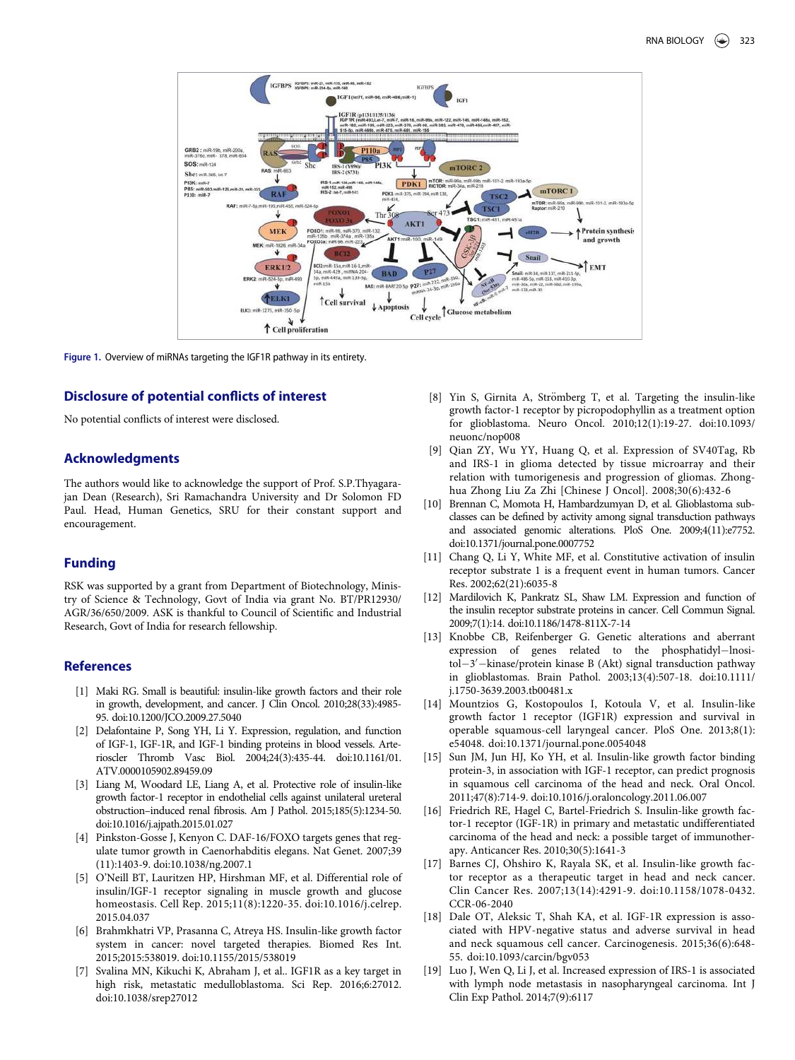Figure 1. Overview of miRNAs targeting the IGF1R pathway in its entirety.

## Disclosure of potential conflicts of interest

No potential conflicts of interest were disclosed.

## Acknowledgments

The authors would like to acknowledge the support of Prof. S.P.Thyagarajan Dean (Research), Sri Ramachandra University and Dr Solomon FD Paul. Head, Human Genetics, SRU for their constant support and encouragement.

## Funding

RSK was supported by a grant from Department of Biotechnology, Ministry of Science & Technology, Govt of India via grant No. BT/PR12930/AGR/36/650/2009. ASK is thankful to Council of Scientific and Industrial Research, Govt of India for research fellowship.

## References

[1] Maki RG. Small is beautiful: insulin-like growth factors and their role in growth, development, and cancer. J Clin Oncol. 2010;28(33):4985-95. doi:10.1200/JCO.2009.27.5040

[2] Delafontaine P, Song YH, Li Y. Expression, regulation, and function of IGF-1, IGF-1R, and IGF-1 binding proteins in blood vessels. Arterioscler Thromb Vasc Biol. 2004;24(3):435-44. doi:10.1161/01.ATV.0000105902.89459.09

[3] Liang M, Woodard LE, Liang A, et al. Protective role of insulin-like growth factor-1 receptor in endothelial cells against unilateral ureteral obstruction–induced renal fibrosis. Am J Pathol. 2015;185(5):1234-50. doi:10.1016/j.ajpath.2015.01.027

[4] Pinkston-Gosse J, Kenyon C. DAF-16/FOXO targets genes that regulate tumor growth in Caenorhabditis elegans. Nat Genet. 2007;39(11):1403-9. doi:10.1038/ng.2007.1

[5] O'Neill BT, Lauritzen HP, Hirshman MF, et al. Differential role of insulin/IGF-1 receptor signaling in muscle growth and glucose homeostasis. Cell Rep. 2015;11(8):1220-35. doi:10.1016/j.celrep.2015.04.037

[6] Brahmkhatri VP, Prasanna C, Atreya HS. Insulin-like growth factor system in cancer: novel targeted therapies. Biomed Res Int. 2015;2015:538019. doi:10.1155/2015/538019

[7] Svalina MN, Kikuchi K, Abraham J, et al.. IGF1R as a key target in high risk, metastatic medulloblastoma. Sci Rep. 2016;6:27012. doi:10.1038/srep27012

[8] Yin S, Girnita A, Strömberg T, et al. Targeting the insulin-like growth factor-1 receptor by picropodophyllin as a treatment option for glioblastoma. Neuro Oncol. 2010;12(1):19-27. doi:10.1093/neuonc/nop008

[9] Qian ZY, Wu YY, Huang Q, et al. Expression of SV40Tag, Rb and IRS-1 in glioma detected by tissue microarray and their relation with tumorigenesis and progression of gliomas. Zhonghua Zhong Liu Za Zhi [Chinese J Oncol]. 2008;30(6):432-6

[10] Brennan C, Momota H, Hambardzumyan D, et al. Glioblastoma subclasses can be defined by activity among signal transduction pathways and associated genomic alterations. PloS One. 2009;4(11):e7752. doi:10.1371/journal.pone.0007752

[11] Chang Q, Li Y, White MF, et al. Constitutive activation of insulin receptor substrate 1 is a frequent event in human tumors. Cancer Res. 2002;62(21):6035-8

[12] Mardilovich K, Pankratz SL, Shaw LM. Expression and function of the insulin receptor substrate proteins in cancer. Cell Commun Signal. 2009;7(1):14. doi:10.1186/1478-811X-7-14

[13] Knobbe CB, Reifenberger G. Genetic alterations and aberrant expression of genes related to the phosphatidyl−Inositol−3′−kinase/protein kinase B (Akt) signal transduction pathway in glioblastomas. Brain Pathol. 2003;13(4):507-18. doi:10.1111/j.1750-3639.2003.tb00481.x

[14] Mountzios G, Kostopoulos I, Kotoula V, et al. Insulin-like growth factor 1 receptor (IGF1R) expression and survival in operable squamous-cell laryngeal cancer. PloS One. 2013;8(1):e54048. doi:10.1371/journal.pone.0054048

[15] Sun JM, Jun HJ, Ko YH, et al. Insulin-like growth factor binding protein-3, in association with IGF-1 receptor, can predict prognosis in squamous cell carcinoma of the head and neck. Oral Oncol. 2011;47(8):714-9. doi:10.1016/j.oraloncology.2011.06.007

[16] Friedrich RE, Hagel C, Bartel-Friedrich S. Insulin-like growth factor-1 receptor (IGF-1R) in primary and metastatic undifferentiated carcinoma of the head and neck: a possible target of immunotherapy. Anticancer Res. 2010;30(5):1641-3

[17] Barnes CJ, Ohshiro K, Rayala SK, et al. Insulin-like growth factor receptor as a therapeutic target in head and neck cancer. Clin Cancer Res. 2007;13(14):4291-9. doi:10.1158/1078-0432.CCR-06-2040

[18] Dale OT, Aleksic T, Shah KA, et al. IGF-1R expression is associated with HPV-negative status and adverse survival in head and neck squamous cell cancer. Carcinogenesis. 2015;36(6):648-55. doi:10.1093/carcin/bgv053

[19] Luo J, Wen Q, Li J, et al. Increased expression of IRS-1 is associated with lymph node metastasis in nasopharyngeal carcinoma. Int J Clin Exp Pathol. 2014;7(9):6117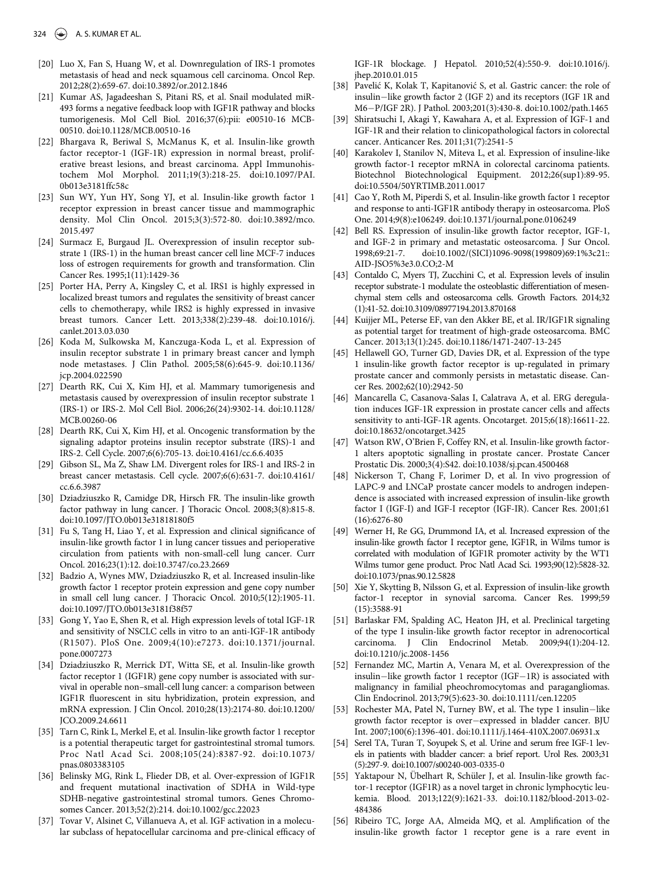[20] Luo X, Fan S, Huang W, et al. Downregulation of IRS-1 promotes metastasis of head and neck squamous cell carcinoma. Oncol Rep. 2012;28(2):659-67. doi:10.3892/or.2012.1846

[21] Kumar AS, Jagadeeshan S, Pitani RS, et al. Snail modulated miR-493 forms a negative feedback loop with IGF1R pathway and blocks tumorigenesis. Mol Cell Biol. 2016;37(6):pii: e00510-16 MCB-00510. doi:10.1128/MCB.00510-16

[22] Bhargava R, Beriwal S, McManus K, et al. Insulin-like growth factor receptor-1 (IGF-1R) expression in normal breast, proliferative breast lesions, and breast carcinoma. Appl Immunohistochem Mol Morphol. 2011;19(3):218-25. doi:10.1097/PAI.0b013e3181ffc58c

[23] Sun WY, Yun HY, Song YJ, et al. Insulin-like growth factor 1 receptor expression in breast cancer tissue and mammographic density. Mol Clin Oncol. 2015;3(3):572-80. doi:10.3892/mco.2015.497

[24] Surmacz E, Burgaud JL. Overexpression of insulin receptor substrate 1 (IRS-1) in the human breast cancer cell line MCF-7 induces loss of estrogen requirements for growth and transformation. Clin Cancer Res. 1995;1(11):1429-36

[25] Porter HA, Perry A, Kingsley C, et al. IRS1 is highly expressed in localized breast tumors and regulates the sensitivity of breast cancer cells to chemotherapy, while IRS2 is highly expressed in invasive breast tumors. Cancer Lett. 2013;338(2):239-48. doi:10.1016/j.canlet.2013.03.030

[26] Koda M, Sulkowska M, Kanczuga-Koda L, et al. Expression of insulin receptor substrate 1 in primary breast cancer and lymph node metastases. J Clin Pathol. 2005;58(6):645-9. doi:10.1136/jcp.2004.022590

[27] Dearth RK, Cui X, Kim HJ, et al. Mammary tumorigenesis and metastasis caused by overexpression of insulin receptor substrate 1 (IRS-1) or IRS-2. Mol Cell Biol. 2006;26(24):9302-14. doi:10.1128/MCB.00260-06

[28] Dearth RK, Cui X, Kim HJ, et al. Oncogenic transformation by the signaling adaptor proteins insulin receptor substrate (IRS)-1 and IRS-2. Cell Cycle. 2007;6(6):705-13. doi:10.4161/cc.6.6.4035

[29] Gibson SL, Ma Z, Shaw LM. Divergent roles for IRS-1 and IRS-2 in breast cancer metastasis. Cell cycle. 2007;6(6):631-7. doi:10.4161/cc.6.6.3987

[30] Dziadziuszko R, Camidge DR, Hirsch FR. The insulin-like growth factor pathway in lung cancer. J Thoracic Oncol. 2008;3(8):815-8. doi:10.1097/JTO.0b013e31818180f5

[31] Fu S, Tang H, Liao Y, et al. Expression and clinical significance of insulin-like growth factor 1 in lung cancer tissues and perioperative circulation from patients with non-small-cell lung cancer. Curr Oncol. 2016;23(1):12. doi:10.3747/co.23.2669

[32] Badzio A, Wynes MW, Dziadziuszko R, et al. Increased insulin-like growth factor 1 receptor protein expression and gene copy number in small cell lung cancer. J Thoracic Oncol. 2010;5(12):1905-11. doi:10.1097/JTO.0b013e3181f38f57

[33] Gong Y, Yao E, Shen R, et al. High expression levels of total IGF-1R and sensitivity of NSCLC cells in vitro to an anti-IGF-1R antibody (R1507). PloS One. 2009;4(10):e7273. doi:10.1371/journal.pone.0007273

[34] Dziadziuszko R, Merrick DT, Witta SE, et al. Insulin-like growth factor receptor 1 (IGF1R) gene copy number is associated with survival in operable non–small-cell lung cancer: a comparison between IGF1R fluorescent in situ hybridization, protein expression, and mRNA expression. J Clin Oncol. 2010;28(13):2174-80. doi:10.1200/JCO.2009.24.6611

[35] Tarn C, Rink L, Merkel E, et al. Insulin-like growth factor 1 receptor is a potential therapeutic target for gastrointestinal stromal tumors. Proc Natl Acad Sci. 2008;105(24):8387-92. doi:10.1073/pnas.0803383105

[36] Belinsky MG, Rink L, Flieder DB, et al. Over-expression of IGF1R and frequent mutational inactivation of SDHA in Wild-type SDHB-negative gastrointestinal stromal tumors. Genes Chromosomes Cancer. 2013;52(2):214. doi:10.1002/gcc.22023

[37] Tovar V, Alsinet C, Villanueva A, et al. IGF activation in a molecular subclass of hepatocellular carcinoma and pre-clinical efficacy of IGF-1R blockage. J Hepatol. 2010;52(4):550-9. doi:10.1016/j.jhep.2010.01.015

[38] Pavelić K, Kolak T, Kapitanović S, et al. Gastric cancer: the role of insulin−like growth factor 2 (IGF 2) and its receptors (IGF 1R and M6−P/IGF 2R). J Pathol. 2003;201(3):430-8. doi:10.1002/path.1465

[39] Shiratsuchi I, Akagi Y, Kawahara A, et al. Expression of IGF-1 and IGF-1R and their relation to clinicopathological factors in colorectal cancer. Anticancer Res. 2011;31(7):2541-5

[40] Karakolev I, Stanilov N, Miteva L, et al. Expression of insuline-like growth factor-1 receptor mRNA in colorectal carcinoma patients. Biotechnol Biotechnological Equipment. 2012;26(sup1):89-95. doi:10.5504/50YRTIMB.2011.0017

[41] Cao Y, Roth M, Piperdi S, et al. Insulin-like growth factor 1 receptor and response to anti-IGF1R antibody therapy in osteosarcoma. PloS One. 2014;9(8):e106249. doi:10.1371/journal.pone.0106249

[42] Bell RS. Expression of insulin-like growth factor receptor, IGF-1, and IGF-2 in primary and metastatic osteosarcoma. J Sur Oncol. 1998;69:21-7. doi:10.1002/(SICI)1096-9098(199809)69:1%3c21::AID-JSO5%3e3.0.CO;2-M

[43] Contaldo C, Myers TJ, Zucchini C, et al. Expression levels of insulin receptor substrate-1 modulate the osteoblastic differentiation of mesenchymal stem cells and osteosarcoma cells. Growth Factors. 2014;32(1):41-52. doi:10.3109/08977194.2013.870168

[44] Kuijjer ML, Peterse EF, van den Akker BE, et al. IR/IGF1R signaling as potential target for treatment of high-grade osteosarcoma. BMC Cancer. 2013;13(1):245. doi:10.1186/1471-2407-13-245

[45] Hellawell GO, Turner GD, Davies DR, et al. Expression of the type 1 insulin-like growth factor receptor is up-regulated in primary prostate cancer and commonly persists in metastatic disease. Cancer Res. 2002;62(10):2942-50

[46] Mancarella C, Casanova-Salas I, Calatrava A, et al. ERG deregulation induces IGF-1R expression in prostate cancer cells and affects sensitivity to anti-IGF-1R agents. Oncotarget. 2015;6(18):16611-22. doi:10.18632/oncotarget.3425

[47] Watson RW, O'Brien F, Coffey RN, et al. Insulin-like growth factor-1 alters apoptotic signalling in prostate cancer. Prostate Cancer Prostatic Dis. 2000;3(4):S42. doi:10.1038/sj.pcan.4500468

[48] Nickerson T, Chang F, Lorimer D, et al. In vivo progression of LAPC-9 and LNCaP prostate cancer models to androgen independence is associated with increased expression of insulin-like growth factor I (IGF-I) and IGF-I receptor (IGF-IR). Cancer Res. 2001;61(16):6276-80

[49] Werner H, Re GG, Drummond IA, et al. Increased expression of the insulin-like growth factor I receptor gene, IGF1R, in Wilms tumor is correlated with modulation of IGF1R promoter activity by the WT1 Wilms tumor gene product. Proc Natl Acad Sci. 1993;90(12):5828-32. doi:10.1073/pnas.90.12.5828

[50] Xie Y, Skytting B, Nilsson G, et al. Expression of insulin-like growth factor-1 receptor in synovial sarcoma. Cancer Res. 1999;59(15):3588-91

[51] Barlaskar FM, Spalding AC, Heaton JH, et al. Preclinical targeting of the type I insulin-like growth factor receptor in adrenocortical carcinoma. J Clin Endocrinol Metab. 2009;94(1):204-12. doi:10.1210/jc.2008-1456

[52] Fernandez MC, Martin A, Venara M, et al. Overexpression of the insulin−like growth factor 1 receptor (IGF−1R) is associated with malignancy in familial pheochromocytomas and paragangliomas. Clin Endocrinol. 2013;79(5):623-30. doi:10.1111/cen.12205

[53] Rochester MA, Patel N, Turney BW, et al. The type 1 insulin−like growth factor receptor is over−expressed in bladder cancer. BJU Int. 2007;100(6):1396-401. doi:10.1111/j.1464-410X.2007.06931.x

[54] Serel TA, Turan T, Soyupek S, et al. Urine and serum free IGF-1 levels in patients with bladder cancer: a brief report. Urol Res. 2003;31(5):297-9. doi:10.1007/s00240-003-0335-0

[55] Yaktapour N, Übelhart R, Schüler J, et al. Insulin-like growth factor-1 receptor (IGF1R) as a novel target in chronic lymphocytic leukemia. Blood. 2013;122(9):1621-33. doi:10.1182/blood-2013-02-484386

[56] Ribeiro TC, Jorge AA, Almeida MQ, et al. Amplification of the insulin-like growth factor 1 receptor gene is a rare event in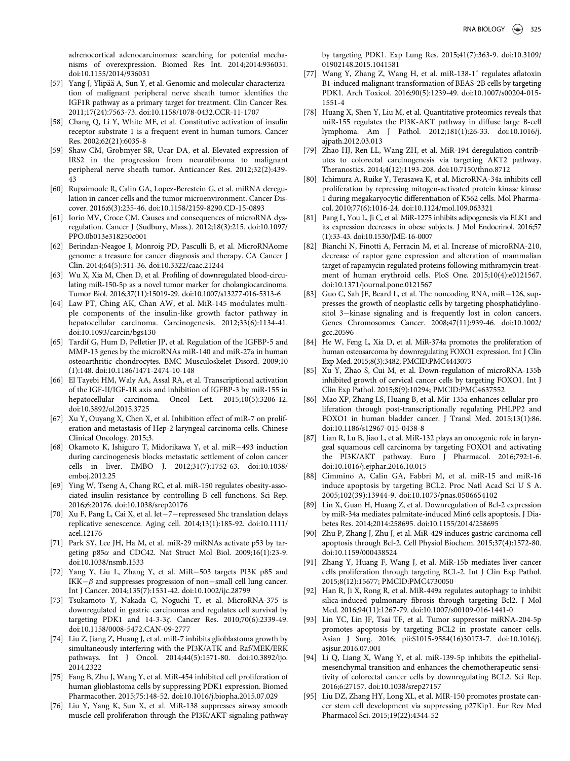adrenocortical adenocarcinomas: searching for potential mechanisms of overexpression. Biomed Res Int. 2014;2014:936031. doi:10.1155/2014/936031

[57] Yang J, Ylipää A, Sun Y, et al. Genomic and molecular characterization of malignant peripheral nerve sheath tumor identifies the IGF1R pathway as a primary target for treatment. Clin Cancer Res. 2011;17(24):7563-73. doi:10.1158/1078-0432.CCR-11-1707

[58] Chang Q, Li Y, White MF, et al. Constitutive activation of insulin receptor substrate 1 is a frequent event in human tumors. Cancer Res. 2002;62(21):6035-8

[59] Shaw CM, Grobmyer SR, Ucar DA, et al. Elevated expression of IRS2 in the progression from neurofibroma to malignant peripheral nerve sheath tumor. Anticancer Res. 2012;32(2):439-43

[60] Rupaimoole R, Calin GA, Lopez-Berestein G, et al. miRNA deregulation in cancer cells and the tumor microenvironment. Cancer Discover. 2016;6(3):235-46. doi:10.1158/2159-8290.CD-15-0893

[61] Iorio MV, Croce CM. Causes and consequences of microRNA dysregulation. Cancer J (Sudbury, Mass.). 2012;18(3):215. doi:10.1097/PPO.0b013e318250c001

[62] Berindan-Neagoe I, Monroig PD, Pasculli B, et al. MicroRNAome genome: a treasure for cancer diagnosis and therapy. CA Cancer J Clin. 2014;64(5):311-36. doi:10.3322/caac.21244

[63] Wu X, Xia M, Chen D, et al. Profiling of downregulated blood-circulating miR-150-5p as a novel tumor marker for cholangiocarcinoma. Tumor Biol. 2016;37(11):15019-29. doi:10.1007/s13277-016-5313-6

[64] Law PT, Ching AK, Chan AW, et al. MiR-145 modulates multiple components of the insulin-like growth factor pathway in hepatocellular carcinoma. Carcinogenesis. 2012;33(6):1134-41. doi:10.1093/carcin/bgs130

[65] Tardif G, Hum D, Pelletier JP, et al. Regulation of the IGFBP-5 and MMP-13 genes by the microRNAs miR-140 and miR-27a in human osteoarthritic chondrocytes. BMC Musculoskelet Disord. 2009;10(1):148. doi:10.1186/1471-2474-10-148

[66] El Tayebi HM, Waly AA, Assal RA, et al. Transcriptional activation of the IGF-II/IGF-1R axis and inhibition of IGFBP-3 by miR-155 in hepatocellular carcinoma. Oncol Lett. 2015;10(5):3206-12. doi:10.3892/ol.2015.3725

[67] Xu Y, Ouyang X, Chen X, et al. Inhibition effect of miR-7 on proliferation and metastasis of Hep-2 laryngeal carcinoma cells. Chinese Clinical Oncology. 2015;3.

[68] Okamoto K, Ishiguro T, Midorikawa Y, et al. miR−493 induction during carcinogenesis blocks metastatic settlement of colon cancer cells in liver. EMBO J. 2012;31(7):1752-63. doi:10.1038/emboj.2012.25

[69] Ying W, Tseng A, Chang RC, et al. miR-150 regulates obesity-associated insulin resistance by controlling B cell functions. Sci Rep. 2016;6:20176. doi:10.1038/srep20176

[70] Xu F, Pang L, Cai X, et al. let−7−repressesed Shc translation delays replicative senescence. Aging cell. 2014;13(1):185-92. doi:10.1111/acel.12176

[71] Park SY, Lee JH, Ha M, et al. miR-29 miRNAs activate p53 by targeting p85α and CDC42. Nat Struct Mol Biol. 2009;16(1):23-9. doi:10.1038/nsmb.1533

[72] Yang Y, Liu L, Zhang Y, et al. MiR−503 targets PI3K p85 and IKK−β and suppresses progression of non−small cell lung cancer. Int J Cancer. 2014;135(7):1531-42. doi:10.1002/ijc.28799

[73] Tsukamoto Y, Nakada C, Noguchi T, et al. MicroRNA-375 is downregulated in gastric carcinomas and regulates cell survival by targeting PDK1 and 14-3-3ζ. Cancer Res. 2010;70(6):2339-49. doi:10.1158/0008-5472.CAN-09-2777

[74] Liu Z, Jiang Z, Huang J, et al. miR-7 inhibits glioblastoma growth by simultaneously interfering with the PI3K/ATK and Raf/MEK/ERK pathways. Int J Oncol. 2014;44(5):1571-80. doi:10.3892/ijo.2014.2322

[75] Fang B, Zhu J, Wang Y, et al. MiR-454 inhibited cell proliferation of human glioblastoma cells by suppressing PDK1 expression. Biomed Pharmacother. 2015;75:148-52. doi:10.1016/j.biopha.2015.07.029

[76] Liu Y, Yang K, Sun X, et al. MiR-138 suppresses airway smooth muscle cell proliferation through the PI3K/AKT signaling pathway by targeting PDK1. Exp Lung Res. 2015;41(7):363-9. doi:10.3109/01902148.2015.1041581

[77] Wang Y, Zhang Z, Wang H, et al. miR-138-1* regulates aflatoxin B1-induced malignant transformation of BEAS-2B cells by targeting PDK1. Arch Toxicol. 2016;90(5):1239-49. doi:10.1007/s00204-015-1551-4

[78] Huang X, Shen Y, Liu M, et al. Quantitative proteomics reveals that miR-155 regulates the PI3K-AKT pathway in diffuse large B-cell lymphoma. Am J Pathol. 2012;181(1):26-33. doi:10.1016/j.ajpath.2012.03.013

[79] Zhao HJ, Ren LL, Wang ZH, et al. MiR-194 deregulation contributes to colorectal carcinogenesis via targeting AKT2 pathway. Theranostics. 2014;4(12):1193-208. doi:10.7150/thno.8712

[80] Ichimura A, Ruike Y, Terasawa K, et al. MicroRNA-34a inhibits cell proliferation by repressing mitogen-activated protein kinase kinase 1 during megakaryocytic differentiation of K562 cells. Mol Pharmacol. 2010;77(6):1016-24. doi:10.1124/mol.109.063321

[81] Pang L, You L, Ji C, et al. MiR-1275 inhibits adipogenesis via ELK1 and its expression decreases in obese subjects. J Mol Endocrinol. 2016;57(1):33-43. doi:10.1530/JME-16-0007

[82] Bianchi N, Finotti A, Ferracin M, et al. Increase of microRNA-210, decrease of raptor gene expression and alteration of mammalian target of rapamycin regulated proteins following mithramycin treatment of human erythroid cells. PloS One. 2015;10(4):e0121567. doi:10.1371/journal.pone.0121567

[83] Guo C, Sah JF, Beard L, et al. The noncoding RNA, miR−126, suppresses the growth of neoplastic cells by targeting phosphatidylinositol 3−kinase signaling and is frequently lost in colon cancers. Genes Chromosomes Cancer. 2008;47(11):939-46. doi:10.1002/gcc.20596

[84] He W, Feng L, Xia D, et al. MiR-374a promotes the proliferation of human osteosarcoma by downregulating FOXO1 expression. Int J Clin Exp Med. 2015;8(3):3482; PMCID:PMC4443073

[85] Xu Y, Zhao S, Cui M, et al. Down-regulation of microRNA-135b inhibited growth of cervical cancer cells by targeting FOXO1. Int J Clin Exp Pathol. 2015;8(9):10294; PMCID:PMC4637552

[86] Mao XP, Zhang LS, Huang B, et al. Mir-135a enhances cellular proliferation through post-transcriptionally regulating PHLPP2 and FOXO1 in human bladder cancer. J Transl Med. 2015;13(1):86. doi:10.1186/s12967-015-0438-8

[87] Lian R, Lu B, Jiao L, et al. MiR-132 plays an oncogenic role in laryngeal squamous cell carcinoma by targeting FOXO1 and activating the PI3K/AKT pathway. Euro J Pharmacol. 2016;792:1-6. doi:10.1016/j.ejphar.2016.10.015

[88] Cimmino A, Calin GA, Fabbri M, et al. miR-15 and miR-16 induce apoptosis by targeting BCL2. Proc Natl Acad Sci U S A. 2005;102(39):13944-9. doi:10.1073/pnas.0506654102

[89] Lin X, Guan H, Huang Z, et al. Downregulation of Bcl-2 expression by miR-34a mediates palmitate-induced Min6 cells apoptosis. J Diabetes Res. 2014;2014:258695. doi:10.1155/2014/258695

[90] Zhu P, Zhang J, Zhu J, et al. MiR-429 induces gastric carcinoma cell apoptosis through Bcl-2. Cell Physiol Biochem. 2015;37(4):1572-80. doi:10.1159/000438524

[91] Zhang Y, Huang F, Wang J, et al. MiR-15b mediates liver cancer cells proliferation through targeting BCL-2. Int J Clin Exp Pathol. 2015;8(12):15677; PMCID:PMC4730050

[92] Han R, Ji X, Rong R, et al. MiR-449a regulates autophagy to inhibit silica-induced pulmonary fibrosis through targeting Bcl2. J Mol Med. 2016;94(11):1267-79. doi:10.1007/s00109-016-1441-0

[93] Lin YC, Lin JF, Tsai TF, et al. Tumor suppressor miRNA-204-5p promotes apoptosis by targeting BCL2 in prostate cancer cells. Asian J Surg. 2016; pii:S1015-9584(16)30173-7. doi:10.1016/j.asjsur.2016.07.001

[94] Li Q, Liang X, Wang Y, et al. miR-139-5p inhibits the epithelial-mesenchymal transition and enhances the chemotherapeutic sensitivity of colorectal cancer cells by downregulating BCL2. Sci Rep. 2016;6:27157. doi:10.1038/srep27157

[95] Liu DZ, Zhang HY, Long XL, et al. MIR-150 promotes prostate cancer stem cell development via suppressing p27Kip1. Eur Rev Med Pharmacol Sci. 2015;19(22):4344-52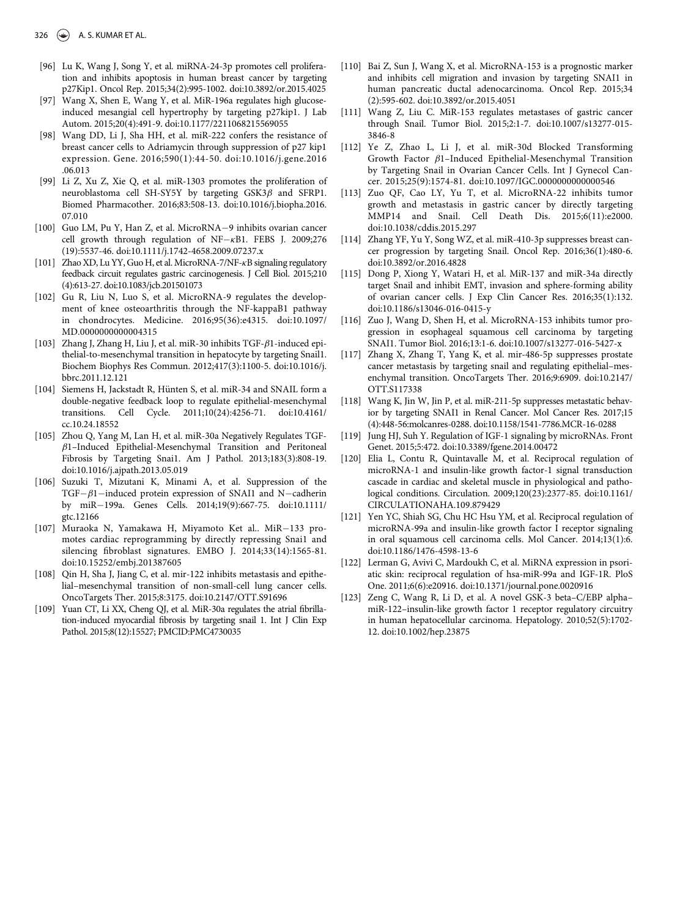[96] Lu K, Wang J, Song Y, et al. miRNA-24-3p promotes cell proliferation and inhibits apoptosis in human breast cancer by targeting p27Kip1. Oncol Rep. 2015;34(2):995-1002. doi:10.3892/or.2015.4025

[97] Wang X, Shen E, Wang Y, et al. MiR-196a regulates high glucose-induced mesangial cell hypertrophy by targeting p27kip1. J Lab Autom. 2015;20(4):491-9. doi:10.1177/2211068215569055

[98] Wang DD, Li J, Sha HH, et al. miR-222 confers the resistance of breast cancer cells to Adriamycin through suppression of p27 kip1 expression. Gene. 2016;590(1):44-50. doi:10.1016/j.gene.2016.06.013

[99] Li Z, Xu Z, Xie Q, et al. miR-1303 promotes the proliferation of neuroblastoma cell SH-SY5Y by targeting GSK3$\beta$ and SFRP1. Biomed Pharmacother. 2016;83:508-13. doi:10.1016/j.biopha.2016.07.010

[100] Guo LM, Pu Y, Han Z, et al. MicroRNA−9 inhibits ovarian cancer cell growth through regulation of NF−$\kappa$B1. FEBS J. 2009;276(19):5537-46. doi:10.1111/j.1742-4658.2009.07237.x

[101] Zhao XD, Lu YY, Guo H, et al. MicroRNA-7/NF-$\kappa$B signaling regulatory feedback circuit regulates gastric carcinogenesis. J Cell Biol. 2015;210(4):613-27. doi:10.1083/jcb.201501073

[102] Gu R, Liu N, Luo S, et al. MicroRNA-9 regulates the development of knee osteoarthritis through the NF-kappaB1 pathway in chondrocytes. Medicine. 2016;95(36):e4315. doi:10.1097/MD.0000000000004315

[103] Zhang J, Zhang H, Liu J, et al. miR-30 inhibits TGF-$\beta$1-induced epithelial-to-mesenchymal transition in hepatocyte by targeting Snail1. Biochem Biophys Res Commun. 2012;417(3):1100-5. doi:10.1016/j.bbrc.2011.12.121

[104] Siemens H, Jackstadt R, Hünten S, et al. miR-34 and SNAIL form a double-negative feedback loop to regulate epithelial-mesenchymal transitions. Cell Cycle. 2011;10(24):4256-71. doi:10.4161/cc.10.24.18552

[105] Zhou Q, Yang M, Lan H, et al. miR-30a Negatively Regulates TGF-$\beta$1–Induced Epithelial-Mesenchymal Transition and Peritoneal Fibrosis by Targeting Snai1. Am J Pathol. 2013;183(3):808-19. doi:10.1016/j.ajpath.2013.05.019

[106] Suzuki T, Mizutani K, Minami A, et al. Suppression of the TGF−$\beta$1−induced protein expression of SNAI1 and N−cadherin by miR−199a. Genes Cells. 2014;19(9):667-75. doi:10.1111/gtc.12166

[107] Muraoka N, Yamakawa H, Miyamoto Ket al.. MiR−133 promotes cardiac reprogramming by directly repressing Snai1 and silencing fibroblast signatures. EMBO J. 2014;33(14):1565-81. doi:10.15252/embj.201387605

[108] Qin H, Sha J, Jiang C, et al. mir-122 inhibits metastasis and epithelial–mesenchymal transition of non-small-cell lung cancer cells. OncoTargets Ther. 2015;8:3175. doi:10.2147/OTT.S91696

[109] Yuan CT, Li XX, Cheng QJ, et al. MiR-30a regulates the atrial fibrillation-induced myocardial fibrosis by targeting snail 1. Int J Clin Exp Pathol. 2015;8(12):15527; PMCID:PMC4730035

[110] Bai Z, Sun J, Wang X, et al. MicroRNA-153 is a prognostic marker and inhibits cell migration and invasion by targeting SNAI1 in human pancreatic ductal adenocarcinoma. Oncol Rep. 2015;34(2):595-602. doi:10.3892/or.2015.4051

[111] Wang Z, Liu C. MiR-153 regulates metastases of gastric cancer through Snail. Tumor Biol. 2015;2:1-7. doi:10.1007/s13277-015-3846-8

[112] Ye Z, Zhao L, Li J, et al. miR-30d Blocked Transforming Growth Factor $\beta$1–Induced Epithelial-Mesenchymal Transition by Targeting Snail in Ovarian Cancer Cells. Int J Gynecol Cancer. 2015;25(9):1574-81. doi:10.1097/IGC.0000000000000546

[113] Zuo QF, Cao LY, Yu T, et al. MicroRNA-22 inhibits tumor growth and metastasis in gastric cancer by directly targeting MMP14 and Snail. Cell Death Dis. 2015;6(11):e2000. doi:10.1038/cddis.2015.297

[114] Zhang YF, Yu Y, Song WZ, et al. miR-410-3p suppresses breast cancer progression by targeting Snail. Oncol Rep. 2016;36(1):480-6. doi:10.3892/or.2016.4828

[115] Dong P, Xiong Y, Watari H, et al. MiR-137 and miR-34a directly target Snail and inhibit EMT, invasion and sphere-forming ability of ovarian cancer cells. J Exp Clin Cancer Res. 2016;35(1):132. doi:10.1186/s13046-016-0415-y

[116] Zuo J, Wang D, Shen H, et al. MicroRNA-153 inhibits tumor progression in esophageal squamous cell carcinoma by targeting SNAI1. Tumor Biol. 2016;13:1-6. doi:10.1007/s13277-016-5427-x

[117] Zhang X, Zhang T, Yang K, et al. mir-486-5p suppresses prostate cancer metastasis by targeting snail and regulating epithelial–mesenchymal transition. OncoTargets Ther. 2016;9:6909. doi:10.2147/OTT.S117338

[118] Wang K, Jin W, Jin P, et al. miR-211-5p suppresses metastatic behavior by targeting SNAI1 in Renal Cancer. Mol Cancer Res. 2017;15(4):448-56:molcanres-0288. doi:10.1158/1541-7786.MCR-16-0288

[119] Jung HJ, Suh Y. Regulation of IGF-1 signaling by microRNAs. Front Genet. 2015;5:472. doi:10.3389/fgene.2014.00472

[120] Elia L, Contu R, Quintavalle M, et al. Reciprocal regulation of microRNA-1 and insulin-like growth factor-1 signal transduction cascade in cardiac and skeletal muscle in physiological and pathological conditions. Circulation. 2009;120(23):2377-85. doi:10.1161/CIRCULATIONAHA.109.879429

[121] Yen YC, Shiah SG, Chu HC Hsu YM, et al. Reciprocal regulation of microRNA-99a and insulin-like growth factor I receptor signaling in oral squamous cell carcinoma cells. Mol Cancer. 2014;13(1):6. doi:10.1186/1476-4598-13-6

[122] Lerman G, Avivi C, Mardoukh C, et al. MiRNA expression in psoriatic skin: reciprocal regulation of hsa-miR-99a and IGF-1R. PloS One. 2011;6(6):e20916. doi:10.1371/journal.pone.0020916

[123] Zeng C, Wang R, Li D, et al. A novel GSK-3 beta–C/EBP alpha–miR-122–insulin-like growth factor 1 receptor regulatory circuitry in human hepatocellular carcinoma. Hepatology. 2010;52(5):1702-12. doi:10.1002/hep.23875